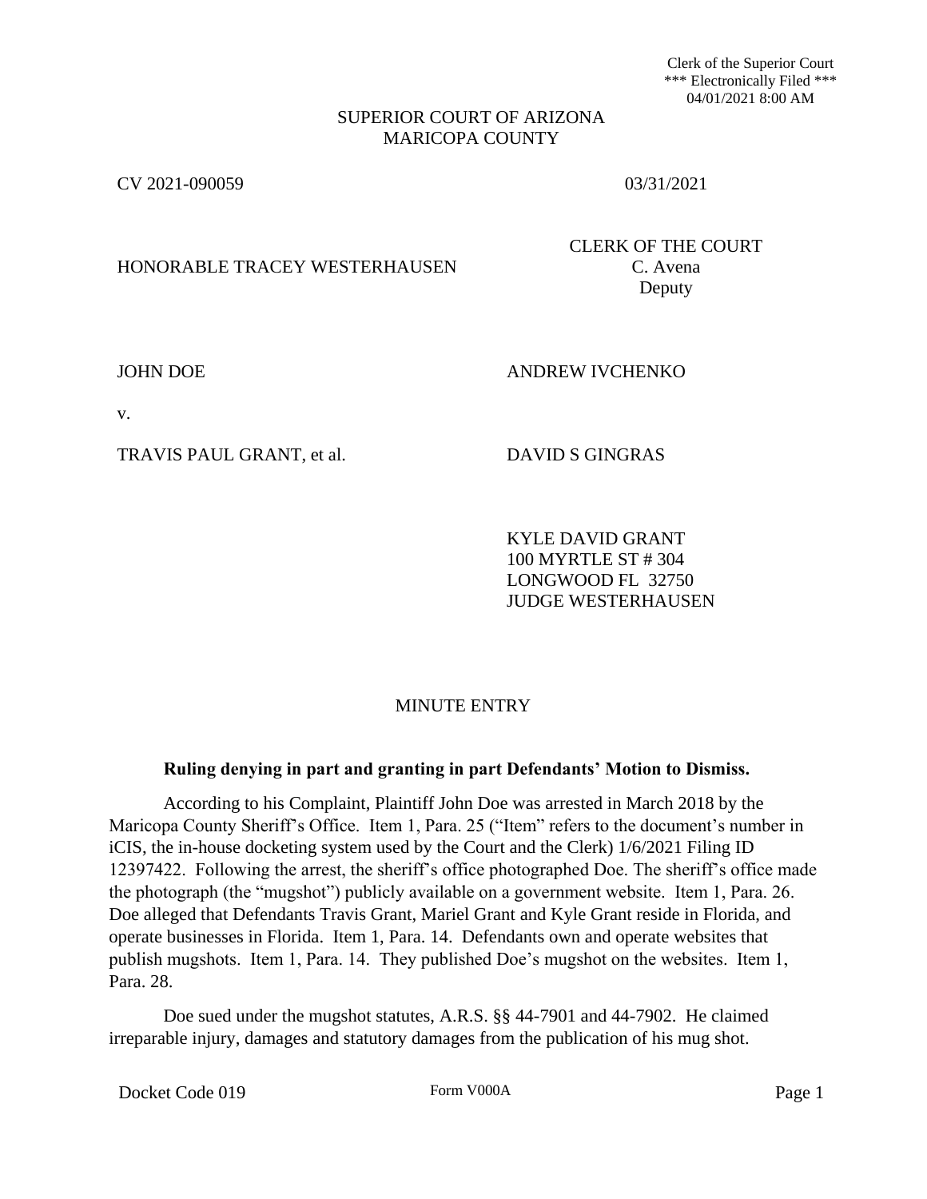Clerk of the Superior Court
*** Electronically Filed ***
04/01/2021 8:00 AM

SUPERIOR COURT OF ARIZONA
MARICOPA COUNTY

CV 2021-090059 03/31/2021

HONORABLE TRACEY WESTERHAUSEN

CLERK OF THE COURT
C. Avena
Deputy

JOHN DOE ANDREW IVCHENKO

v.

TRAVIS PAUL GRANT, et al. DAVID S GINGRAS

KYLE DAVID GRANT
100 MYRTLE ST # 304
LONGWOOD FL 32750
JUDGE WESTERHAUSEN

MINUTE ENTRY

**Ruling denying in part and granting in part Defendants' Motion to Dismiss.**

According to his Complaint, Plaintiff John Doe was arrested in March 2018 by the Maricopa County Sheriff's Office. Item 1, Para. 25 ("Item" refers to the document's number in iCIS, the in-house docketing system used by the Court and the Clerk) 1/6/2021 Filing ID 12397422. Following the arrest, the sheriff's office photographed Doe. The sheriff's office made the photograph (the "mugshot") publicly available on a government website. Item 1, Para. 26. Doe alleged that Defendants Travis Grant, Mariel Grant and Kyle Grant reside in Florida, and operate businesses in Florida. Item 1, Para. 14. Defendants own and operate websites that publish mugshots. Item 1, Para. 14. They published Doe's mugshot on the websites. Item 1, Para. 28.

Doe sued under the mugshot statutes, A.R.S. §§ 44-7901 and 44-7902. He claimed irreparable injury, damages and statutory damages from the publication of his mug shot.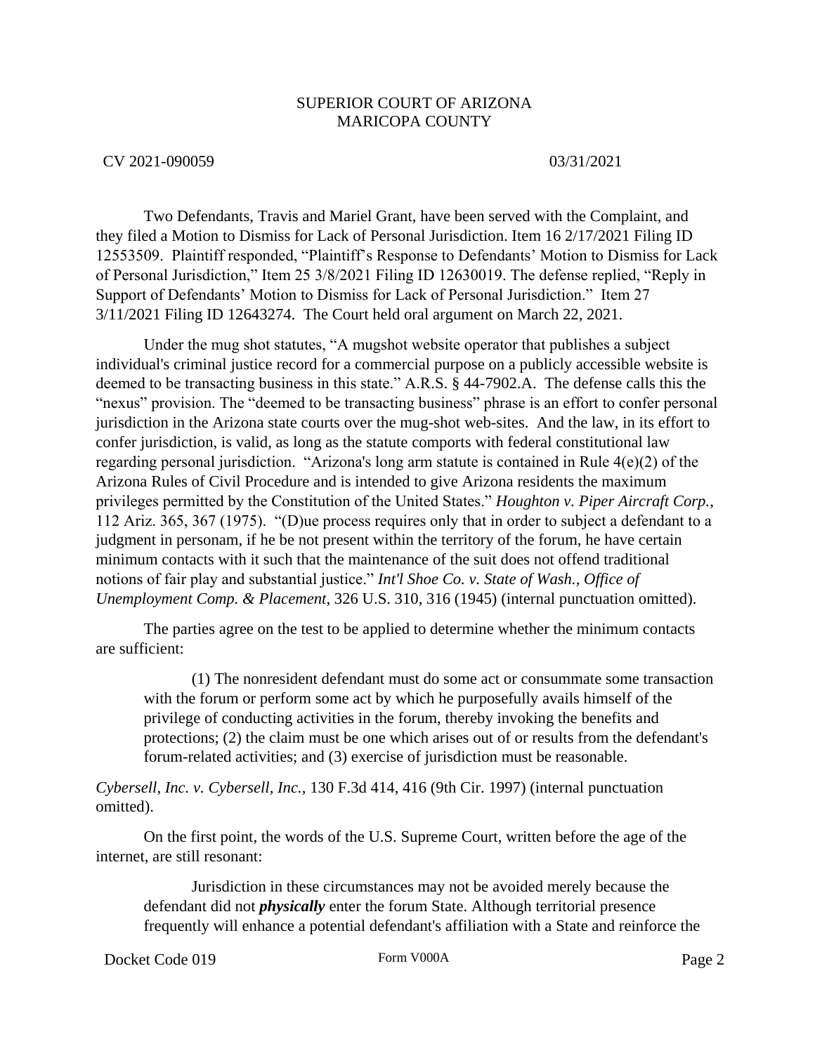SUPERIOR COURT OF ARIZONA
MARICOPA COUNTY

CV 2021-090059 03/31/2021

Two Defendants, Travis and Mariel Grant, have been served with the Complaint, and they filed a Motion to Dismiss for Lack of Personal Jurisdiction. Item 16 2/17/2021 Filing ID 12553509. Plaintiff responded, "Plaintiff's Response to Defendants' Motion to Dismiss for Lack of Personal Jurisdiction," Item 25 3/8/2021 Filing ID 12630019. The defense replied, "Reply in Support of Defendants' Motion to Dismiss for Lack of Personal Jurisdiction." Item 27 3/11/2021 Filing ID 12643274. The Court held oral argument on March 22, 2021.

Under the mug shot statutes, "A mugshot website operator that publishes a subject individual's criminal justice record for a commercial purpose on a publicly accessible website is deemed to be transacting business in this state." A.R.S. § 44-7902.A. The defense calls this the "nexus" provision. The "deemed to be transacting business" phrase is an effort to confer personal jurisdiction in the Arizona state courts over the mug-shot web-sites. And the law, in its effort to confer jurisdiction, is valid, as long as the statute comports with federal constitutional law regarding personal jurisdiction. "Arizona's long arm statute is contained in Rule 4(e)(2) of the Arizona Rules of Civil Procedure and is intended to give Arizona residents the maximum privileges permitted by the Constitution of the United States." *Houghton v. Piper Aircraft Corp.*, 112 Ariz. 365, 367 (1975). "(D)ue process requires only that in order to subject a defendant to a judgment in personam, if he be not present within the territory of the forum, he have certain minimum contacts with it such that the maintenance of the suit does not offend traditional notions of fair play and substantial justice." *Int'l Shoe Co. v. State of Wash., Office of Unemployment Comp. & Placement*, 326 U.S. 310, 316 (1945) (internal punctuation omitted).

The parties agree on the test to be applied to determine whether the minimum contacts are sufficient:

> (1) The nonresident defendant must do some act or consummate some transaction with the forum or perform some act by which he purposefully avails himself of the privilege of conducting activities in the forum, thereby invoking the benefits and protections; (2) the claim must be one which arises out of or results from the defendant's forum-related activities; and (3) exercise of jurisdiction must be reasonable.

*Cybersell, Inc. v. Cybersell, Inc.*, 130 F.3d 414, 416 (9th Cir. 1997) (internal punctuation omitted).

On the first point, the words of the U.S. Supreme Court, written before the age of the internet, are still resonant:

> Jurisdiction in these circumstances may not be avoided merely because the defendant did not ***physically*** enter the forum State. Although territorial presence frequently will enhance a potential defendant's affiliation with a State and reinforce the

Docket Code 019 Form V000A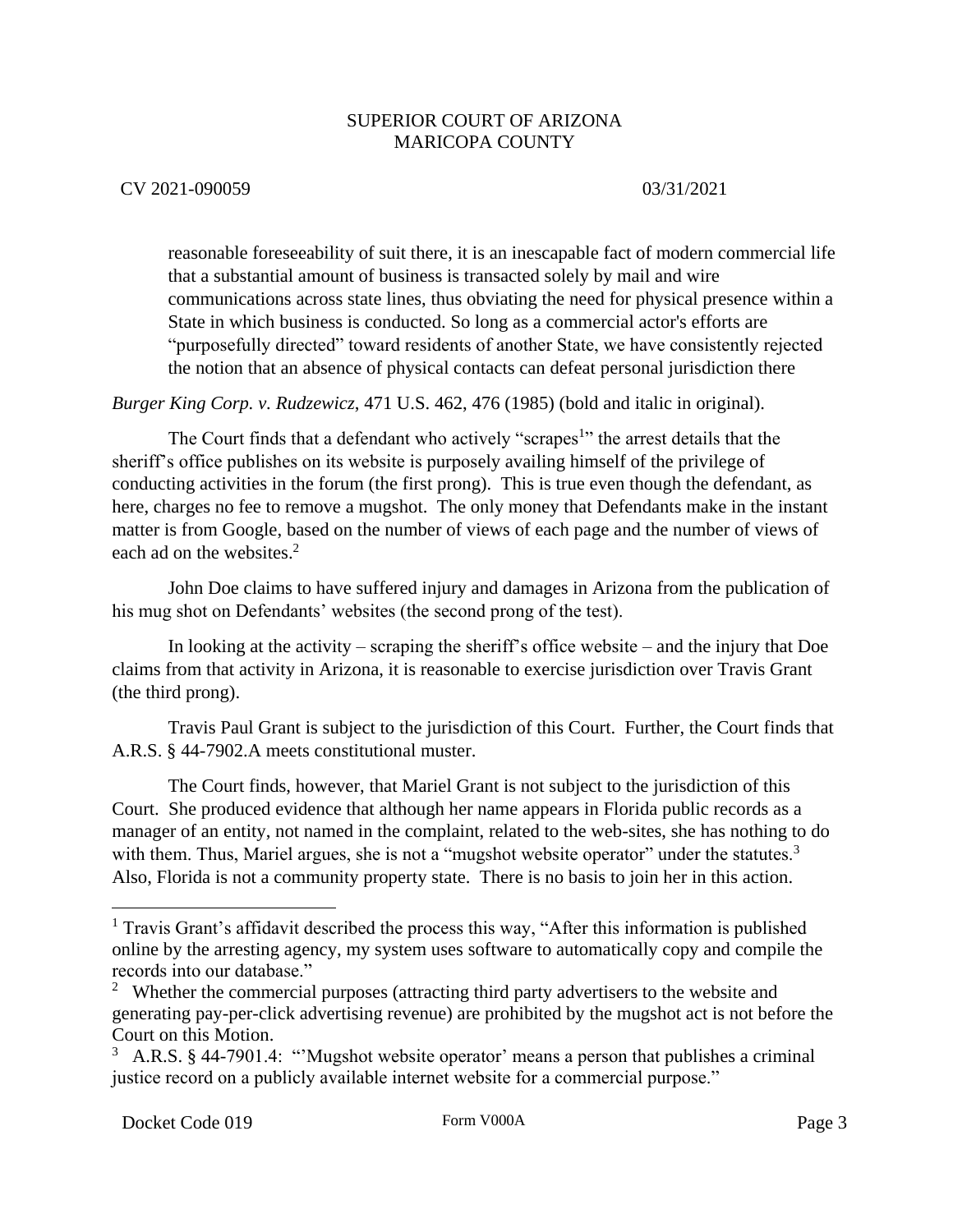reasonable foreseeability of suit there, it is an inescapable fact of modern commercial life that a substantial amount of business is transacted solely by mail and wire communications across state lines, thus obviating the need for physical presence within a State in which business is conducted. So long as a commercial actor's efforts are "purposefully directed" toward residents of another State, we have consistently rejected the notion that an absence of physical contacts can defeat personal jurisdiction there

*Burger King Corp. v. Rudzewicz*, 471 U.S. 462, 476 (1985) (bold and italic in original).

The Court finds that a defendant who actively "scrapes[1]" the arrest details that the sheriff's office publishes on its website is purposely availing himself of the privilege of conducting activities in the forum (the first prong). This is true even though the defendant, as here, charges no fee to remove a mugshot. The only money that Defendants make in the instant matter is from Google, based on the number of views of each page and the number of views of each ad on the websites.[2]

John Doe claims to have suffered injury and damages in Arizona from the publication of his mug shot on Defendants' websites (the second prong of the test).

In looking at the activity – scraping the sheriff's office website – and the injury that Doe claims from that activity in Arizona, it is reasonable to exercise jurisdiction over Travis Grant (the third prong).

Travis Paul Grant is subject to the jurisdiction of this Court. Further, the Court finds that A.R.S. § 44-7902.A meets constitutional muster.

The Court finds, however, that Mariel Grant is not subject to the jurisdiction of this Court. She produced evidence that although her name appears in Florida public records as a manager of an entity, not named in the complaint, related to the web-sites, she has nothing to do with them. Thus, Mariel argues, she is not a "mugshot website operator" under the statutes.[3] Also, Florida is not a community property state. There is no basis to join her in this action.

---

[1] Travis Grant's affidavit described the process this way, "After this information is published online by the arresting agency, my system uses software to automatically copy and compile the records into our database."

[2] Whether the commercial purposes (attracting third party advertisers to the website and generating pay-per-click advertising revenue) are prohibited by the mugshot act is not before the Court on this Motion.

[3] A.R.S. § 44-7901.4: "'Mugshot website operator' means a person that publishes a criminal justice record on a publicly available internet website for a commercial purpose."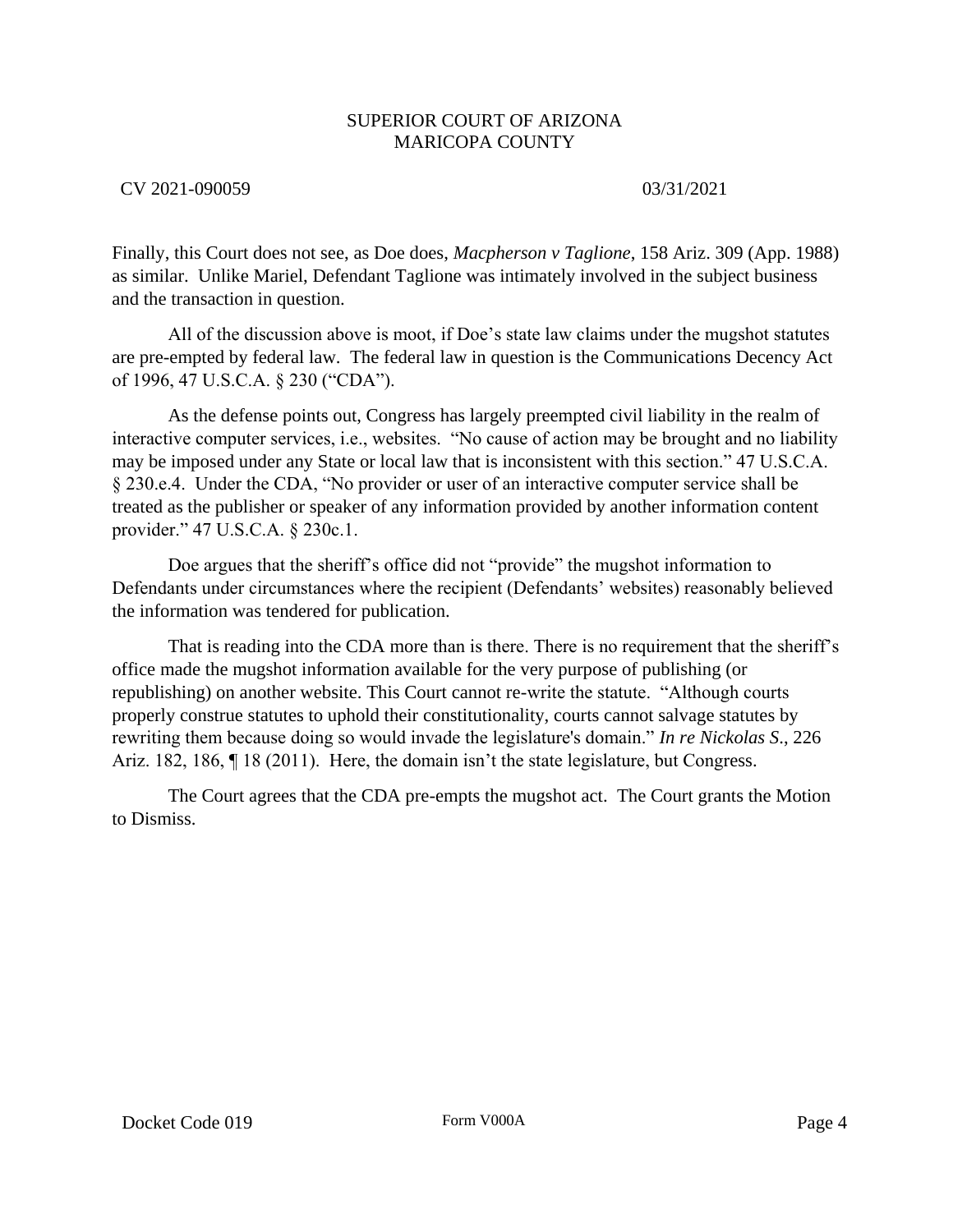Finally, this Court does not see, as Doe does, *Macpherson v Taglione*, 158 Ariz. 309 (App. 1988) as similar. Unlike Mariel, Defendant Taglione was intimately involved in the subject business and the transaction in question.

All of the discussion above is moot, if Doe's state law claims under the mugshot statutes are pre-empted by federal law. The federal law in question is the Communications Decency Act of 1996, 47 U.S.C.A. § 230 ("CDA").

As the defense points out, Congress has largely preempted civil liability in the realm of interactive computer services, i.e., websites. "No cause of action may be brought and no liability may be imposed under any State or local law that is inconsistent with this section." 47 U.S.C.A. § 230.e.4. Under the CDA, "No provider or user of an interactive computer service shall be treated as the publisher or speaker of any information provided by another information content provider." 47 U.S.C.A. § 230c.1.

Doe argues that the sheriff's office did not "provide" the mugshot information to Defendants under circumstances where the recipient (Defendants' websites) reasonably believed the information was tendered for publication.

That is reading into the CDA more than is there. There is no requirement that the sheriff's office made the mugshot information available for the very purpose of publishing (or republishing) on another website. This Court cannot re-write the statute. "Although courts properly construe statutes to uphold their constitutionality, courts cannot salvage statutes by rewriting them because doing so would invade the legislature's domain." *In re Nickolas S*., 226 Ariz. 182, 186, ¶ 18 (2011). Here, the domain isn't the state legislature, but Congress.

The Court agrees that the CDA pre-empts the mugshot act. The Court grants the Motion to Dismiss.